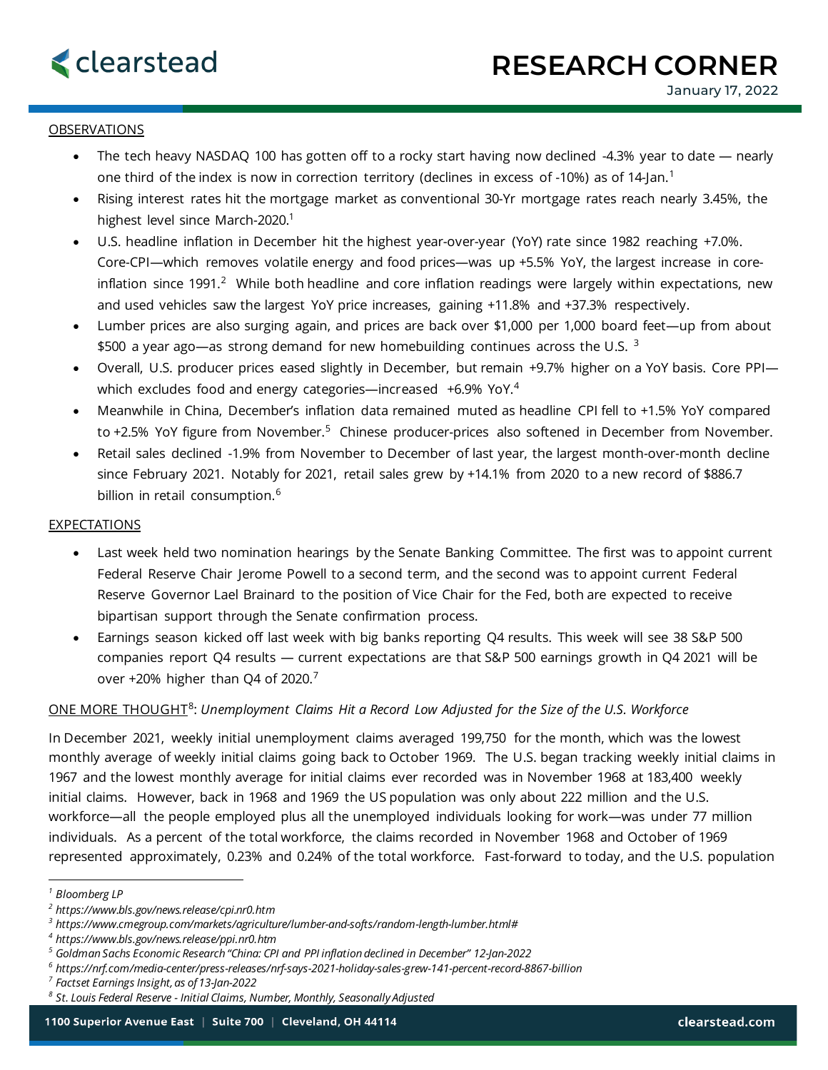# RESEARCH CORNER

January 17, 2022

OBSERVATIONS

- The tech heavy NASDAQ 100 has gotten off to a rocky start having now declined -4.3% year to date — nearly one third of the index is now in correction territory (declines in excess of -10%) as of 14-Jan.[1]
- Rising interest rates hit the mortgage market as conventional 30-Yr mortgage rates reach nearly 3.45%, the highest level since March-2020.[1]
- U.S. headline inflation in December hit the highest year-over-year (YoY) rate since 1982 reaching +7.0%. Core-CPI—which removes volatile energy and food prices—was up +5.5% YoY, the largest increase in core-inflation since 1991.[2] While both headline and core inflation readings were largely within expectations, new and used vehicles saw the largest YoY price increases, gaining +11.8% and +37.3% respectively.
- Lumber prices are also surging again, and prices are back over $1,000 per 1,000 board feet—up from about $500 a year ago—as strong demand for new homebuilding continues across the U.S. [3]
- Overall, U.S. producer prices eased slightly in December, but remain +9.7% higher on a YoY basis. Core PPI—which excludes food and energy categories—increased +6.9% YoY.[4]
- Meanwhile in China, December's inflation data remained muted as headline CPI fell to +1.5% YoY compared to +2.5% YoY figure from November.[5] Chinese producer-prices also softened in December from November.
- Retail sales declined -1.9% from November to December of last year, the largest month-over-month decline since February 2021. Notably for 2021, retail sales grew by +14.1% from 2020 to a new record of $886.7 billion in retail consumption.[6]

EXPECTATIONS

- Last week held two nomination hearings by the Senate Banking Committee. The first was to appoint current Federal Reserve Chair Jerome Powell to a second term, and the second was to appoint current Federal Reserve Governor Lael Brainard to the position of Vice Chair for the Fed, both are expected to receive bipartisan support through the Senate confirmation process.
- Earnings season kicked off last week with big banks reporting Q4 results. This week will see 38 S&P 500 companies report Q4 results — current expectations are that S&P 500 earnings growth in Q4 2021 will be over +20% higher than Q4 of 2020.[7]

ONE MORE THOUGHT[8]: *Unemployment Claims Hit a Record Low Adjusted for the Size of the U.S. Workforce*

In December 2021, weekly initial unemployment claims averaged 199,750 for the month, which was the lowest monthly average of weekly initial claims going back to October 1969. The U.S. began tracking weekly initial claims in 1967 and the lowest monthly average for initial claims ever recorded was in November 1968 at 183,400 weekly initial claims. However, back in 1968 and 1969 the US population was only about 222 million and the U.S. workforce—all the people employed plus all the unemployed individuals looking for work—was under 77 million individuals. As a percent of the total workforce, the claims recorded in November 1968 and October of 1969 represented approximately, 0.23% and 0.24% of the total workforce. Fast-forward to today, and the U.S. population

---

[1] *Bloomberg LP*
[2] *https://www.bls.gov/news.release/cpi.nr0.htm*
[3] *https://www.cmegroup.com/markets/agriculture/lumber-and-softs/random-length-lumber.html#*
[4] *https://www.bls.gov/news.release/ppi.nr0.htm*
[5] *Goldman Sachs Economic Research "China: CPI and PPI inflation declined in December" 12-Jan-2022*
[6] *https://nrf.com/media-center/press-releases/nrf-says-2021-holiday-sales-grew-141-percent-record-8867-billion*
[7] *Factset Earnings Insight, as of 13-Jan-2022*
[8] *St. Louis Federal Reserve - Initial Claims, Number, Monthly, Seasonally Adjusted*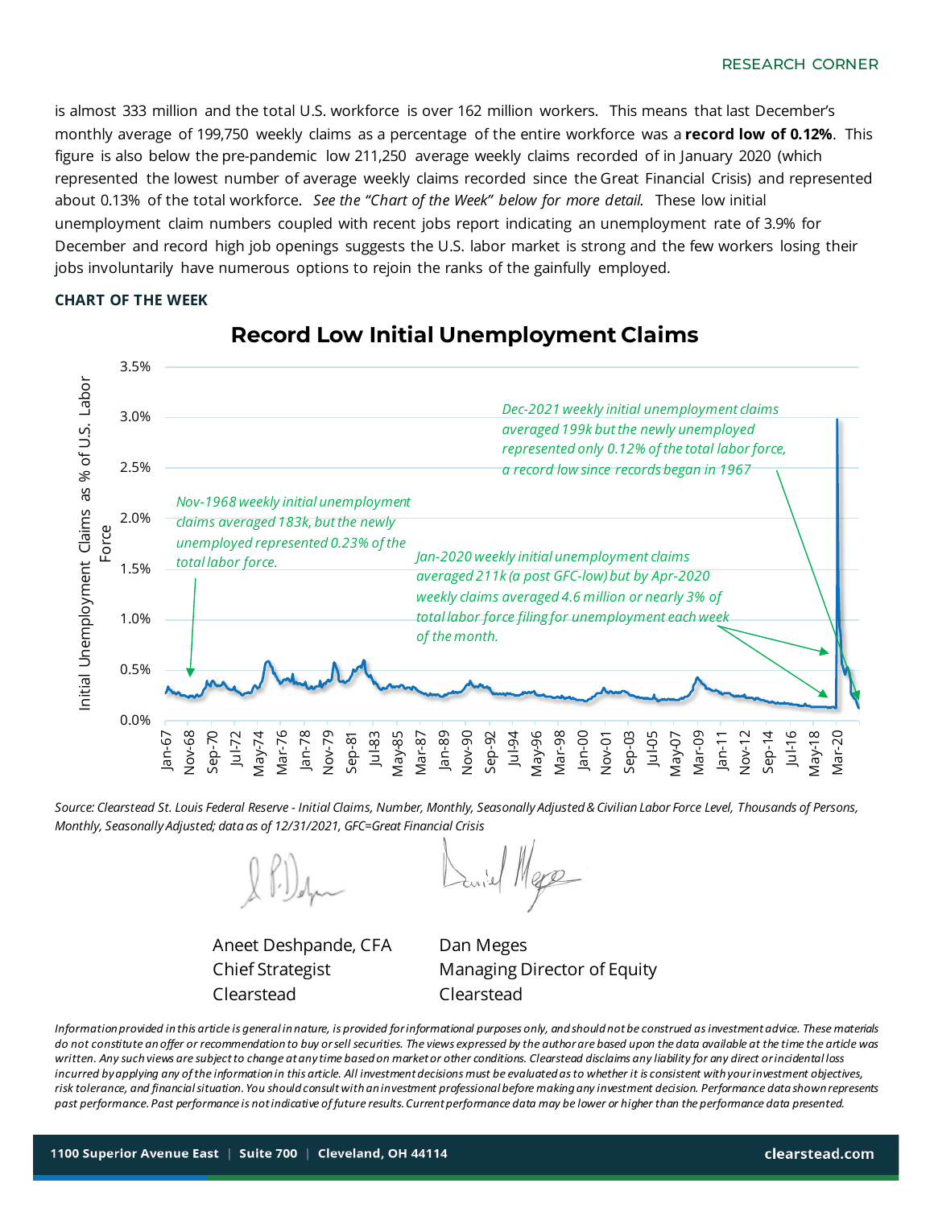is almost 333 million and the total U.S. workforce is over 162 million workers. This means that last December's monthly average of 199,750 weekly claims as a percentage of the entire workforce was a **record low of 0.12%**. This figure is also below the pre-pandemic low 211,250 average weekly claims recorded of in January 2020 (which represented the lowest number of average weekly claims recorded since the Great Financial Crisis) and represented about 0.13% of the total workforce. *See the "Chart of the Week" below for more detail.* These low initial unemployment claim numbers coupled with recent jobs report indicating an unemployment rate of 3.9% for December and record high job openings suggests the U.S. labor market is strong and the few workers losing their jobs involuntarily have numerous options to rejoin the ranks of the gainfully employed.

### CHART OF THE WEEK

Record Low Initial Unemployment Claims

Initial Unemployment Claims as % of U.S. Labor Force

3.5%
3.0%
2.5%
2.0%
1.5%
1.0%
0.5%
0.0%

Jan-67, Nov-68, Sep-70, Jul-72, May-74, Mar-76, Jan-78, Nov-79, Sep-81, Jul-83, May-85, Mar-87, Jan-89, Nov-90, Sep-92, Jul-94, May-96, Mar-98, Jan-00, Nov-01, Sep-03, Jul-05, May-07, Mar-09, Jan-11, Nov-12, Sep-14, Jul-16, May-18, Mar-20

*Nov-1968 weekly initial unemployment claims averaged 183k, but the newly unemployed represented 0.23% of the total labor force.*

*Jan-2020 weekly initial unemployment claims averaged 211k (a post GFC-low) but by Apr-2020 weekly claims averaged 4.6 million or nearly 3% of total labor force filing for unemployment each week of the month.*

*Dec-2021 weekly initial unemployment claims averaged 199k but the newly unemployed represented only 0.12% of the total labor force, a record low since records began in 1967*

*Source: Clearstead St. Louis Federal Reserve - Initial Claims, Number, Monthly, Seasonally Adjusted & Civilian Labor Force Level, Thousands of Persons, Monthly, Seasonally Adjusted; data as of 12/31/2021, GFC=Great Financial Crisis*

Aneet Deshpande, CFA
Chief Strategist
Clearstead

Dan Meges
Managing Director of Equity
Clearstead

*Information provided in this article is general in nature, is provided for informational purposes only, and should not be construed as investment advice. These materials do not constitute an offer or recommendation to buy or sell securities. The views expressed by the author are based upon the data available at the time the article was written. Any such views are subject to change at any time based on market or other conditions. Clearstead disclaims any liability for any direct or incidental loss incurred by applying any of the information in this article. All investment decisions must be evaluated as to whether it is consistent with your investment objectives, risk tolerance, and financial situation. You should consult with an investment professional before making any investment decision. Performance data shown represents past performance. Past performance is not indicative of future results. Current performance data may be lower or higher than the performance data presented.*